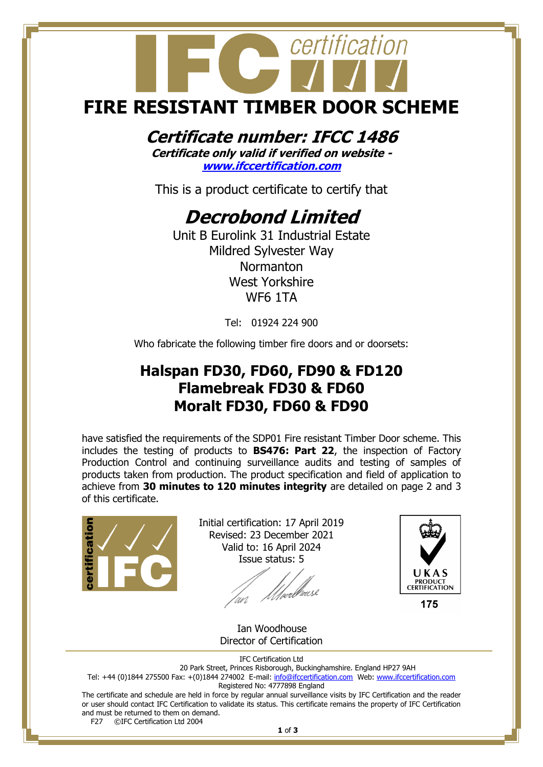# FIRE RESISTANT TIMBER DOOR SCHEME

## *Certificate number: IFCC 1486*

***Certificate only valid if verified on website - [www.ifccertification.com](http://www.ifccertification.com)***

This is a product certificate to certify that

## *Decrobond Limited*

Unit B Eurolink 31 Industrial Estate
Mildred Sylvester Way
Normanton
West Yorkshire
WF6 1TA

Tel: 01924 224 900

Who fabricate the following timber fire doors and or doorsets:

### Halspan FD30, FD60, FD90 & FD120
### Flamebreak FD30 & FD60
### Moralt FD30, FD60 & FD90

have satisfied the requirements of the SDP01 Fire resistant Timber Door scheme. This includes the testing of products to **BS476: Part 22**, the inspection of Factory Production Control and continuing surveillance audits and testing of samples of products taken from production. The product specification and field of application to achieve from **30 minutes to 120 minutes integrity** are detailed on page 2 and 3 of this certificate.

Initial certification: 17 April 2019
Revised: 23 December 2021
Valid to: 16 April 2024
Issue status: 5

UKAS PRODUCT CERTIFICATION 175

Ian Woodhouse
Director of Certification

IFC Certification Ltd
20 Park Street, Princes Risborough, Buckinghamshire. England HP27 9AH
Tel: +44 (0)1844 275500 Fax: +(0)1844 274002 E-mail: info@ifccertification.com Web: www.ifccertification.com
Registered No: 4777898 England

The certificate and schedule are held in force by regular annual surveillance visits by IFC Certification and the reader or user should contact IFC Certification to validate its status. This certificate remains the property of IFC Certification and must be returned to them on demand.

F27 ©IFC Certification Ltd 2004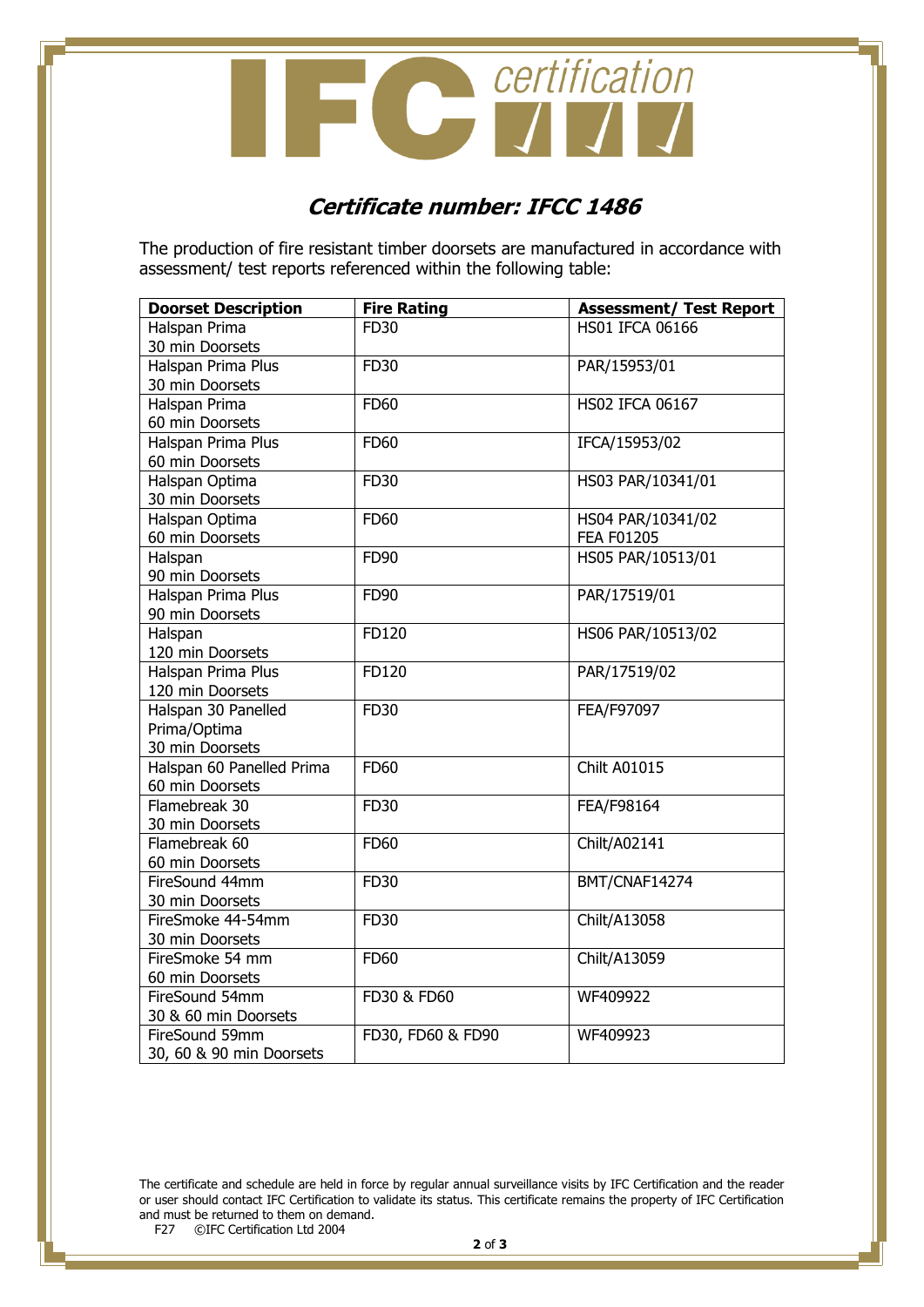IFC certification

## Certificate number: IFCC 1486

The production of fire resistant timber doorsets are manufactured in accordance with assessment/ test reports referenced within the following table:

| Doorset Description | Fire Rating | Assessment/ Test Report |
|---|---|---|
| Halspan Prima 30 min Doorsets | FD30 | HS01 IFCA 06166 |
| Halspan Prima Plus 30 min Doorsets | FD30 | PAR/15953/01 |
| Halspan Prima 60 min Doorsets | FD60 | HS02 IFCA 06167 |
| Halspan Prima Plus 60 min Doorsets | FD60 | IFCA/15953/02 |
| Halspan Optima 30 min Doorsets | FD30 | HS03 PAR/10341/01 |
| Halspan Optima 60 min Doorsets | FD60 | HS04 PAR/10341/02 FEA F01205 |
| Halspan 90 min Doorsets | FD90 | HS05 PAR/10513/01 |
| Halspan Prima Plus 90 min Doorsets | FD90 | PAR/17519/01 |
| Halspan 120 min Doorsets | FD120 | HS06 PAR/10513/02 |
| Halspan Prima Plus 120 min Doorsets | FD120 | PAR/17519/02 |
| Halspan 30 Panelled Prima/Optima 30 min Doorsets | FD30 | FEA/F97097 |
| Halspan 60 Panelled Prima 60 min Doorsets | FD60 | Chilt A01015 |
| Flamebreak 30 30 min Doorsets | FD30 | FEA/F98164 |
| Flamebreak 60 60 min Doorsets | FD60 | Chilt/A02141 |
| FireSound 44mm 30 min Doorsets | FD30 | BMT/CNAF14274 |
| FireSmoke 44-54mm 30 min Doorsets | FD30 | Chilt/A13058 |
| FireSmoke 54 mm 60 min Doorsets | FD60 | Chilt/A13059 |
| FireSound 54mm 30 & 60 min Doorsets | FD30 & FD60 | WF409922 |
| FireSound 59mm 30, 60 & 90 min Doorsets | FD30, FD60 & FD90 | WF409923 |

The certificate and schedule are held in force by regular annual surveillance visits by IFC Certification and the reader or user should contact IFC Certification to validate its status. This certificate remains the property of IFC Certification and must be returned to them on demand.

F27 ©IFC Certification Ltd 2004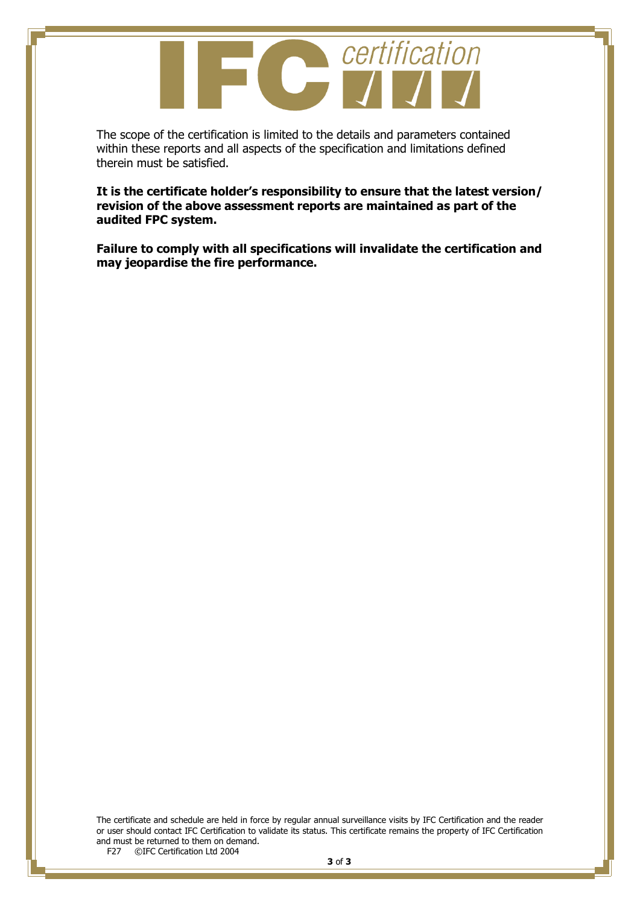The scope of the certification is limited to the details and parameters contained within these reports and all aspects of the specification and limitations defined therein must be satisfied.

**It is the certificate holder's responsibility to ensure that the latest version/ revision of the above assessment reports are maintained as part of the audited FPC system.**

**Failure to comply with all specifications will invalidate the certification and may jeopardise the fire performance.**

The certificate and schedule are held in force by regular annual surveillance visits by IFC Certification and the reader or user should contact IFC Certification to validate its status. This certificate remains the property of IFC Certification and must be returned to them on demand.

F27 ©IFC Certification Ltd 2004